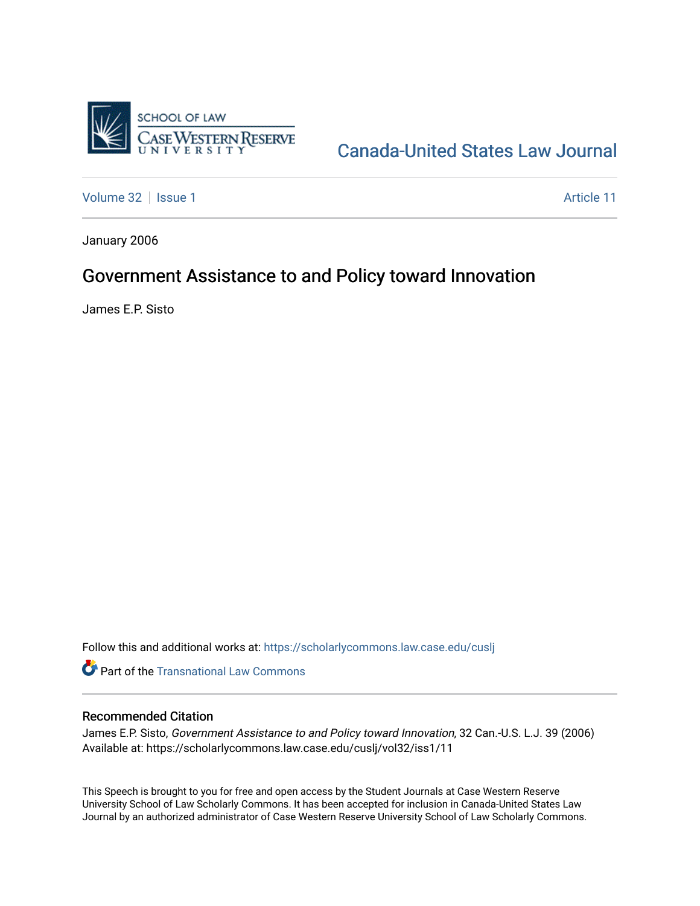SCHOOL OF LAW
CASE WESTERN RESERVE
UNIVERSITY

Canada-United States Law Journal

Volume 32 | Issue 1 | Article 11

January 2006

# Government Assistance to and Policy toward Innovation

James E.P. Sisto

Follow this and additional works at: https://scholarlycommons.law.case.edu/cuslj

Part of the Transnational Law Commons

## Recommended Citation

James E.P. Sisto, *Government Assistance to and Policy toward Innovation*, 32 Can.-U.S. L.J. 39 (2006)
Available at: https://scholarlycommons.law.case.edu/cuslj/vol32/iss1/11

This Speech is brought to you for free and open access by the Student Journals at Case Western Reserve University School of Law Scholarly Commons. It has been accepted for inclusion in Canada-United States Law Journal by an authorized administrator of Case Western Reserve University School of Law Scholarly Commons.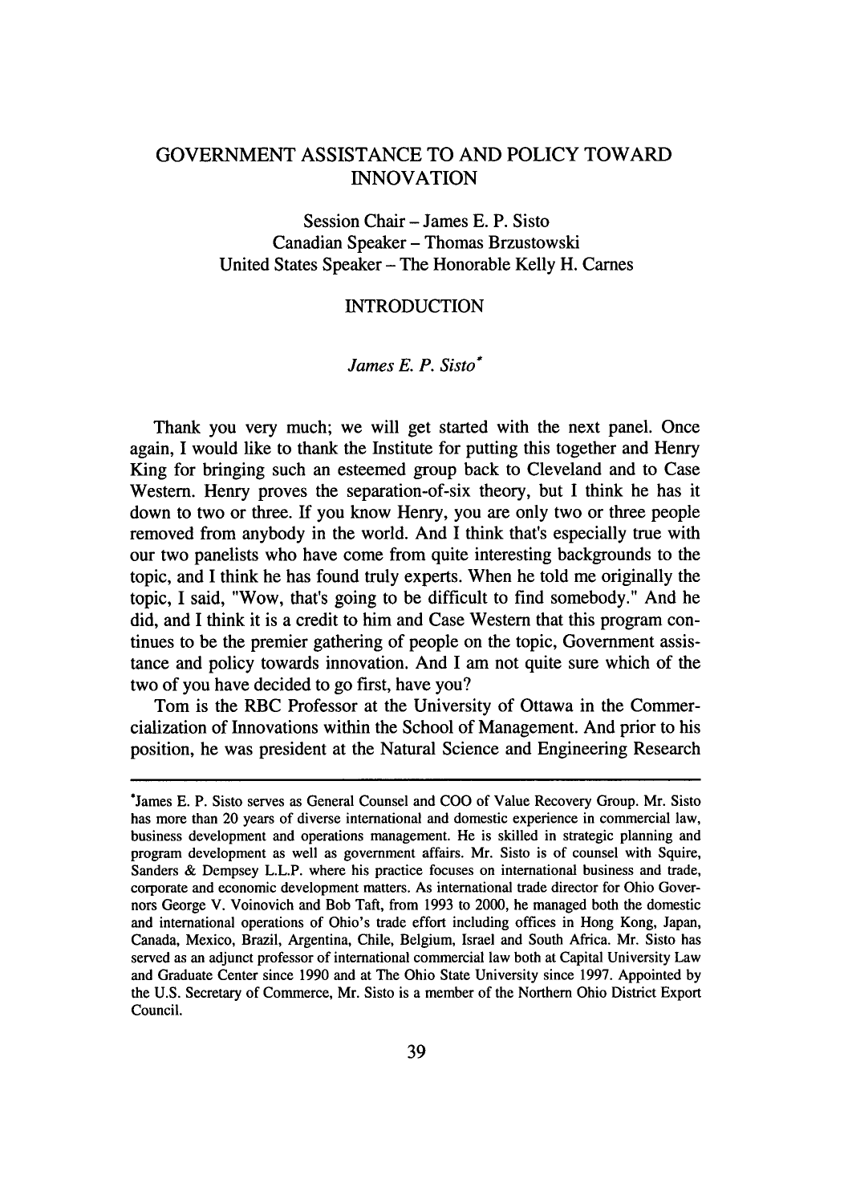# GOVERNMENT ASSISTANCE TO AND POLICY TOWARD INNOVATION

Session Chair – James E. P. Sisto
Canadian Speaker – Thomas Brzustowski
United States Speaker – The Honorable Kelly H. Carnes

## INTRODUCTION

*James E. P. Sisto**

Thank you very much; we will get started with the next panel. Once again, I would like to thank the Institute for putting this together and Henry King for bringing such an esteemed group back to Cleveland and to Case Western. Henry proves the separation-of-six theory, but I think he has it down to two or three. If you know Henry, you are only two or three people removed from anybody in the world. And I think that's especially true with our two panelists who have come from quite interesting backgrounds to the topic, and I think he has found truly experts. When he told me originally the topic, I said, "Wow, that's going to be difficult to find somebody." And he did, and I think it is a credit to him and Case Western that this program continues to be the premier gathering of people on the topic, Government assistance and policy towards innovation. And I am not quite sure which of the two of you have decided to go first, have you?

Tom is the RBC Professor at the University of Ottawa in the Commercialization of Innovations within the School of Management. And prior to his position, he was president at the Natural Science and Engineering Research

---

*James E. P. Sisto serves as General Counsel and COO of Value Recovery Group. Mr. Sisto has more than 20 years of diverse international and domestic experience in commercial law, business development and operations management. He is skilled in strategic planning and program development as well as government affairs. Mr. Sisto is of counsel with Squire, Sanders & Dempsey L.L.P. where his practice focuses on international business and trade, corporate and economic development matters. As international trade director for Ohio Governors George V. Voinovich and Bob Taft, from 1993 to 2000, he managed both the domestic and international operations of Ohio's trade effort including offices in Hong Kong, Japan, Canada, Mexico, Brazil, Argentina, Chile, Belgium, Israel and South Africa. Mr. Sisto has served as an adjunct professor of international commercial law both at Capital University Law and Graduate Center since 1990 and at The Ohio State University since 1997. Appointed by the U.S. Secretary of Commerce, Mr. Sisto is a member of the Northern Ohio District Export Council.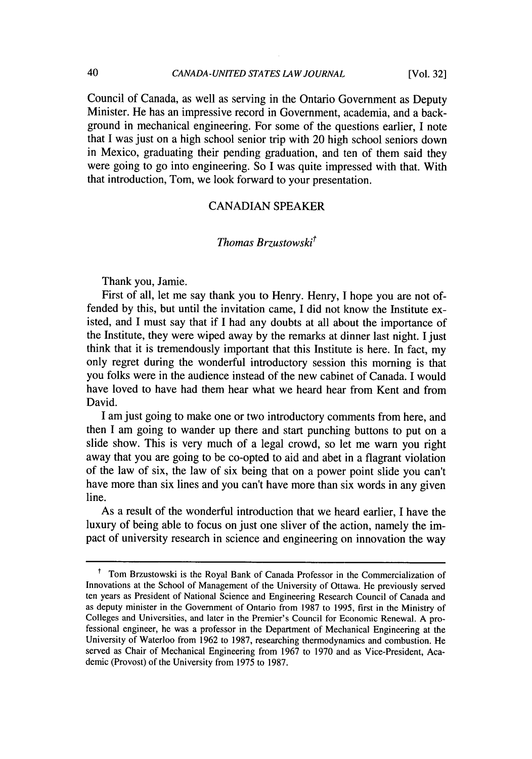Council of Canada, as well as serving in the Ontario Government as Deputy Minister. He has an impressive record in Government, academia, and a background in mechanical engineering. For some of the questions earlier, I note that I was just on a high school senior trip with 20 high school seniors down in Mexico, graduating their pending graduation, and ten of them said they were going to go into engineering. So I was quite impressed with that. With that introduction, Tom, we look forward to your presentation.

## CANADIAN SPEAKER

### *Thomas Brzustowski*[†]

Thank you, Jamie.

First of all, let me say thank you to Henry. Henry, I hope you are not offended by this, but until the invitation came, I did not know the Institute existed, and I must say that if I had any doubts at all about the importance of the Institute, they were wiped away by the remarks at dinner last night. I just think that it is tremendously important that this Institute is here. In fact, my only regret during the wonderful introductory session this morning is that you folks were in the audience instead of the new cabinet of Canada. I would have loved to have had them hear what we heard hear from Kent and from David.

I am just going to make one or two introductory comments from here, and then I am going to wander up there and start punching buttons to put on a slide show. This is very much of a legal crowd, so let me warn you right away that you are going to be co-opted to aid and abet in a flagrant violation of the law of six, the law of six being that on a power point slide you can't have more than six lines and you can't have more than six words in any given line.

As a result of the wonderful introduction that we heard earlier, I have the luxury of being able to focus on just one sliver of the action, namely the impact of university research in science and engineering on innovation the way

---

[†] Tom Brzustowski is the Royal Bank of Canada Professor in the Commercialization of Innovations at the School of Management of the University of Ottawa. He previously served ten years as President of National Science and Engineering Research Council of Canada and as deputy minister in the Government of Ontario from 1987 to 1995, first in the Ministry of Colleges and Universities, and later in the Premier's Council for Economic Renewal. A professional engineer, he was a professor in the Department of Mechanical Engineering at the University of Waterloo from 1962 to 1987, researching thermodynamics and combustion. He served as Chair of Mechanical Engineering from 1967 to 1970 and as Vice-President, Academic (Provost) of the University from 1975 to 1987.